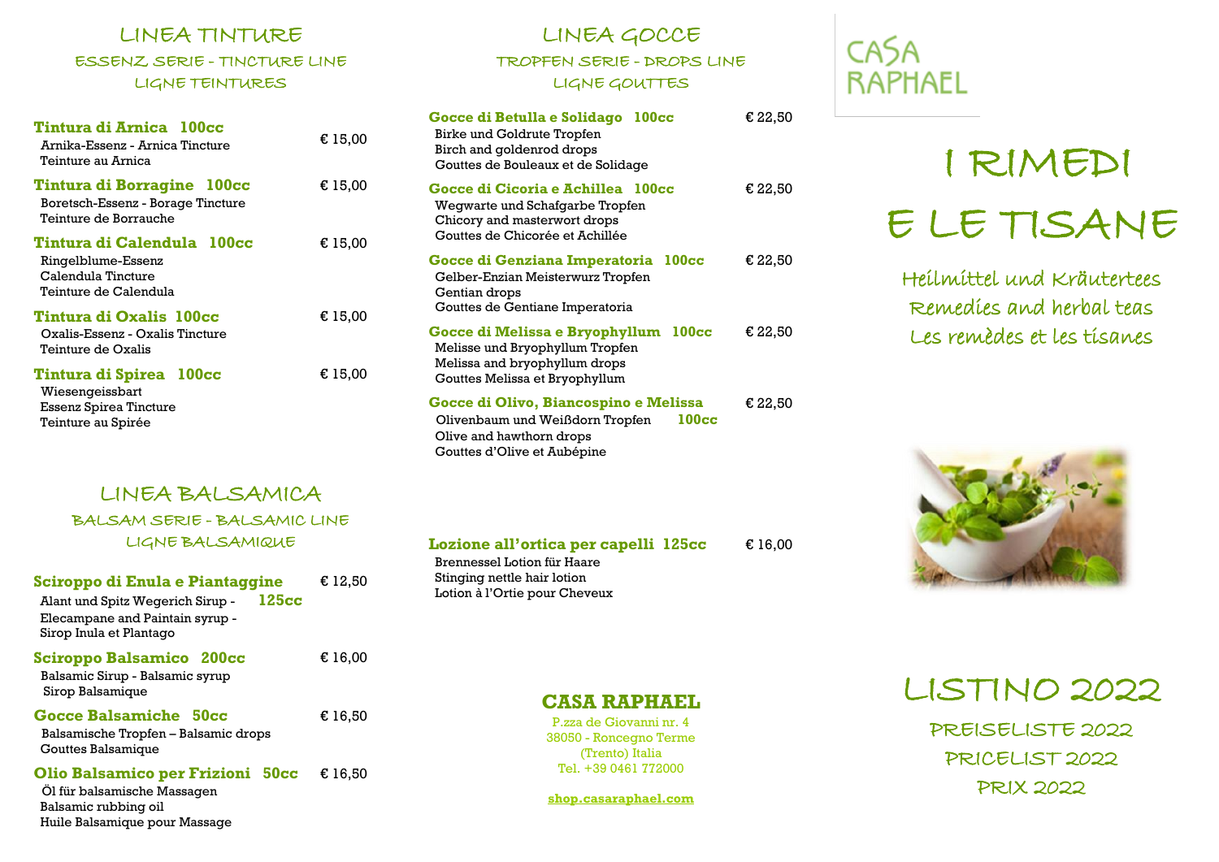## LINEA TINTURE

ESSENZ SERIE - TINCTURE LINE

LIGNE TEINTURES

**Tintura di Arnica 100cc** € 15,00
Arnika-Essenz - Arnica Tincture
Teinture au Arnica

**Tintura di Borragine 100cc** € 15,00
Boretsch-Essenz - Borage Tincture
Teinture de Borrauche

**Tintura di Calendula 100cc** € 15,00
Ringelblume-Essenz
Calendula Tincture
Teinture de Calendula

**Tintura di Oxalis 100cc** € 15,00
Oxalis-Essenz - Oxalis Tincture
Teinture de Oxalis

**Tintura di Spirea 100cc** € 15,00
Wiesengeissbart
Essenz Spirea Tincture
Teinture au Spirée

## LINEA BALSAMICA

BALSAM SERIE - BALSAMIC LINE

LIGNE BALSAMIQUE

**Sciroppo di Enula e Piantaggine 125cc** € 12,50
Alant und Spitz Wegerich Sirup -
Elecampane and Paintain syrup -
Sirop Inula et Plantago

**Sciroppo Balsamico 200cc** € 16,00
Balsamic Sirup - Balsamic syrup
Sirop Balsamique

**Gocce Balsamiche 50cc** € 16,50
Balsamische Tropfen – Balsamic drops
Gouttes Balsamique

**Olio Balsamico per Frizioni 50cc** € 16,50
Öl für balsamische Massagen
Balsamic rubbing oil
Huile Balsamique pour Massage

## LINEA GOCCE

TROPFEN SERIE - DROPS LINE

LIGNE GOUTTES

**Gocce di Betulla e Solidago 100cc** € 22,50
Birke und Goldrute Tropfen
Birch and goldenrod drops
Gouttes de Bouleaux et de Solidage

**Gocce di Cicoria e Achillea 100cc** € 22,50
Wegwarte und Schafgarbe Tropfen
Chicory and masterwort drops
Gouttes de Chicorée et Achillée

**Gocce di Genziana Imperatoria 100cc** € 22,50
Gelber-Enzian Meisterwurz Tropfen
Gentian drops
Gouttes de Gentiane Imperatoria

**Gocce di Melissa e Bryophyllum 100cc** € 22,50
Melisse und Bryophyllum Tropfen
Melissa and bryophyllum drops
Gouttes Melissa et Bryophyllum

**Gocce di Olivo, Biancospino e Melissa 100cc** € 22,50
Olivenbaum und Weißdorn Tropfen
Olive and hawthorn drops
Gouttes d'Olive et Aubépine

**Lozione all'ortica per capelli 125cc** € 16,00
Brennessel Lotion für Haare
Stinging nettle hair lotion
Lotion à l'Ortie pour Cheveux

**CASA RAPHAEL**
P.zza de Giovanni nr. 4
38050 - Roncegno Terme
(Trento) Italia
Tel. +39 0461 772000

shop.casaraphael.com

CASA RAPHAEL

# I RIMEDI E LE TISANE

Heilmittel und Kräutertees
Remedies and herbal teas
Les remèdes et les tisanes

## LISTINO 2022

PREISELISTE 2022
PRICELIST 2022
PRIX 2022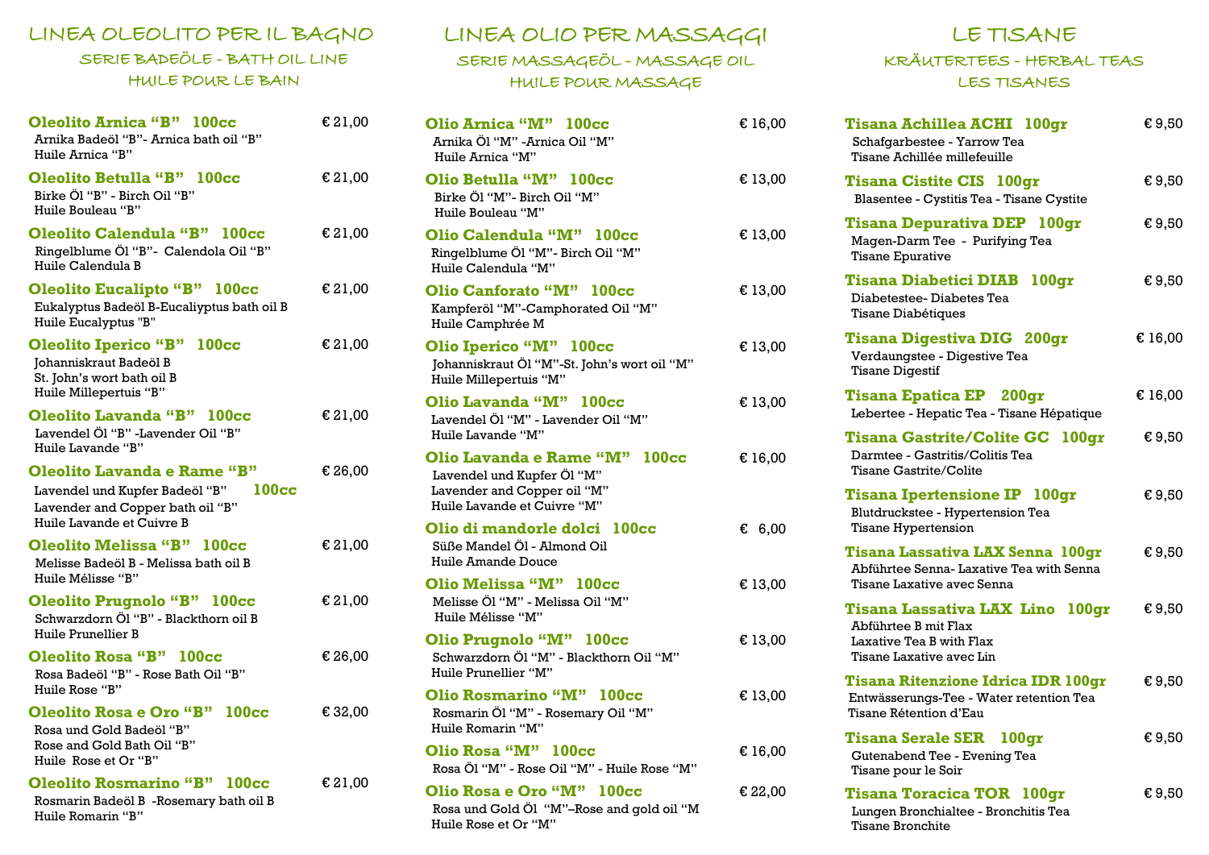# LINEA OLEOLITO PER IL BAGNO

## SERIE BADEÖLE - BATH OIL LINE
## HUILE POUR LE BAIN

**Oleolito Arnica "B" 100cc** € 21,00
Arnika Badeöl "B"- Arnica bath oil "B"
Huile Arnica "B"

**Oleolito Betulla "B" 100cc** € 21,00
Birke Öl "B" - Birch Oil "B"
Huile Bouleau "B"

**Oleolito Calendula "B" 100cc** € 21,00
Ringelblume Öl "B"- Calendola Oil "B"
Huile Calendula B

**Oleolito Eucalipto "B" 100cc** € 21,00
Eukalyptus Badeöl B-Eucaliyptus bath oil B
Huile Eucalyptus "B"

**Oleolito Iperico "B" 100cc** € 21,00
Johanniskraut Badeöl B
St. John's wort bath oil B
Huile Millepertuis "B"

**Oleolito Lavanda "B" 100cc** € 21,00
Lavendel Öl "B" -Lavender Oil "B"
Huile Lavande "B"

**Oleolito Lavanda e Rame "B"** € 26,00
Lavendel und Kupfer Badeöl "B" **100cc**
Lavender and Copper bath oil "B"
Huile Lavande et Cuivre B

**Oleolito Melissa "B" 100cc** € 21,00
Melisse Badeöl B - Melissa bath oil B
Huile Mélisse "B"

**Oleolito Prugnolo "B" 100cc** € 21,00
Schwarzdorn Öl "B" - Blackthorn oil B
Huile Prunellier B

**Oleolito Rosa "B" 100cc** € 26,00
Rosa Badeöl "B" - Rose Bath Oil "B"
Huile Rose "B"

**Oleolito Rosa e Oro "B" 100cc** € 32,00
Rosa und Gold Badeöl "B"
Rose and Gold Bath Oil "B"
Huile Rose et Or "B"

**Oleolito Rosmarino "B" 100cc** € 21,00
Rosmarin Badeöl B -Rosemary bath oil B
Huile Romarin "B"

# LINEA OLIO PER MASSAGGI

## SERIE MASSAGEÖL - MASSAGE OIL
## HUILE POUR MASSAGE

**Olio Arnica "M" 100cc** € 16,00
Arnika Öl "M" -Arnica Oil "M"
Huile Arnica "M"

**Olio Betulla "M" 100cc** € 13,00
Birke Öl "M"- Birch Oil "M"
Huile Bouleau "M"

**Olio Calendula "M" 100cc** € 13,00
Ringelblume Öl "M"- Birch Oil "M"
Huile Calendula "M"

**Olio Canforato "M" 100cc** € 13,00
Kampferöl "M"-Camphorated Oil "M"
Huile Camphrée M

**Olio Iperico "M" 100cc** € 13,00
Johanniskraut Öl "M"-St. John's wort oil "M"
Huile Millepertuis "M"

**Olio Lavanda "M" 100cc** € 13,00
Lavendel Öl "M" - Lavender Oil "M"
Huile Lavande "M"

**Olio Lavanda e Rame "M" 100cc** € 16,00
Lavendel und Kupfer Öl "M"
Lavender and Copper oil "M"
Huile Lavande et Cuivre "M"

**Olio di mandorle dolci 100cc** € 6,00
Süße Mandel Öl - Almond Oil
Huile Amande Douce

**Olio Melissa "M" 100cc** € 13,00
Melisse Öl "M" - Melissa Oil "M"
Huile Mélisse "M"

**Olio Prugnolo "M" 100cc** € 13,00
Schwarzdorn Öl "M" - Blackthorn Oil "M"
Huile Prunellier "M"

**Olio Rosmarino "M" 100cc** € 13,00
Rosmarin Öl "M" - Rosemary Oil "M"
Huile Romarin "M"

**Olio Rosa "M" 100cc** € 16,00
Rosa Öl "M" - Rose Oil "M" - Huile Rose "M"

**Olio Rosa e Oro "M" 100cc** € 22,00
Rosa und Gold Öl "M"–Rose and gold oil "M
Huile Rose et Or "M"

# LE TISANE

## KRÄUTERTEES - HERBAL TEAS
## LES TISANES

**Tisana Achillea ACHI 100gr** € 9,50
Schafgarbestee - Yarrow Tea
Tisane Achillée millefeuille

**Tisana Cistite CIS 100gr** € 9,50
Blasentee - Cystitis Tea - Tisane Cystite

**Tisana Depurativa DEP 100gr** € 9,50
Magen-Darm Tee - Purifying Tea
Tisane Epurative

**Tisana Diabetici DIAB 100gr** € 9,50
Diabetestee- Diabetes Tea
Tisane Diabétiques

**Tisana Digestiva DIG 200gr** € 16,00
Verdaungstee - Digestive Tea
Tisane Digestif

**Tisana Epatica EP 200gr** € 16,00
Lebertee - Hepatic Tea - Tisane Hépatique

**Tisana Gastrite/Colite GC 100gr** € 9,50
Darmtee - Gastritis/Colitis Tea
Tisane Gastrite/Colite

**Tisana Ipertensione IP 100gr** € 9,50
Blutdruckstee - Hypertension Tea
Tisane Hypertension

**Tisana Lassativa LAX Senna 100gr** € 9,50
Abführtee Senna- Laxative Tea with Senna
Tisane Laxative avec Senna

**Tisana Lassativa LAX Lino 100gr** € 9,50
Abführtee B mit Flax
Laxative Tea B with Flax
Tisane Laxative avec Lin

**Tisana Ritenzione Idrica IDR 100gr** € 9,50
Entwässerungs-Tee - Water retention Tea
Tisane Rétention d'Eau

**Tisana Serale SER 100gr** € 9,50
Gutenabend Tee - Evening Tea
Tisane pour le Soir

**Tisana Toracica TOR 100gr** € 9,50
Lungen Bronchialtee - Bronchitis Tea
Tisane Bronchite